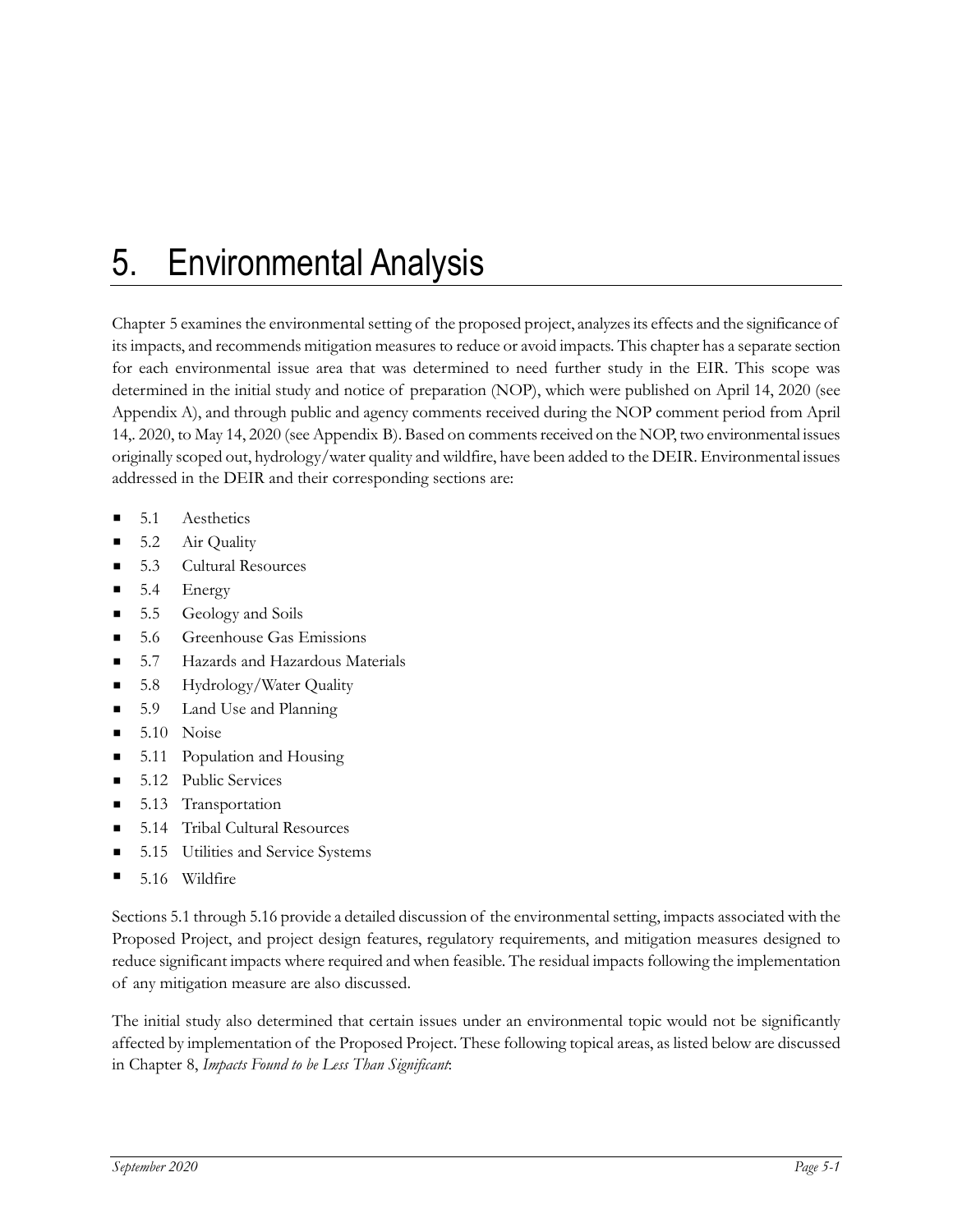# 5. Environmental Analysis

Chapter 5 examines the environmental setting of the proposed project, analyzes its effects and the significance of its impacts, and recommends mitigation measures to reduce or avoid impacts. This chapter has a separate section for each environmental issue area that was determined to need further study in the EIR. This scope was determined in the initial study and notice of preparation (NOP), which were published on April 14, 2020 (see Appendix A), and through public and agency comments received during the NOP comment period from April 14,. 2020, to May 14, 2020 (see Appendix B). Based on comments received on the NOP, two environmental issues originally scoped out, hydrology/water quality and wildfire, have been added to the DEIR. Environmental issues addressed in the DEIR and their corresponding sections are:

- 5.1 Aesthetics
- 5.2 Air Quality
- 5.3 Cultural Resources
- 5.4 Energy
- 5.5 Geology and Soils
- 5.6 Greenhouse Gas Emissions
- 5.7 Hazards and Hazardous Materials
- 5.8 Hydrology/Water Quality
- 5.9 Land Use and Planning
- 5.10 Noise
- 5.11 Population and Housing
- 5.12 Public Services
- 5.13 Transportation
- 5.14 Tribal Cultural Resources
- 5.15 Utilities and Service Systems
- 5.16 Wildfire

Sections 5.1 through 5.16 provide a detailed discussion of the environmental setting, impacts associated with the Proposed Project, and project design features, regulatory requirements, and mitigation measures designed to reduce significant impacts where required and when feasible. The residual impacts following the implementation of any mitigation measure are also discussed.

The initial study also determined that certain issues under an environmental topic would not be significantly affected by implementation of the Proposed Project. These following topical areas, as listed below are discussed in Chapter 8, *Impacts Found to be Less Than Significant*: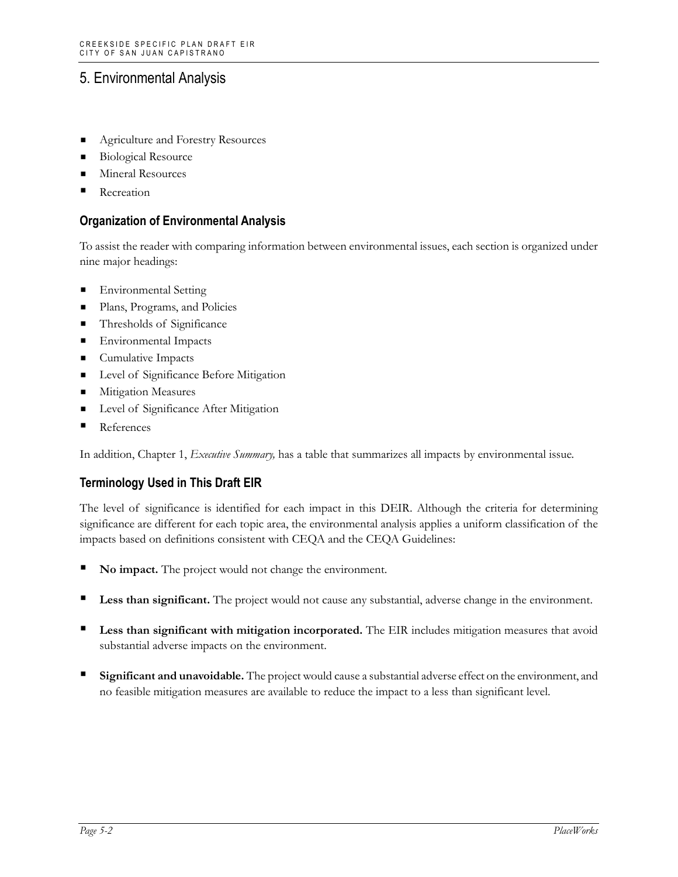# 5. Environmental Analysis

- Agriculture and Forestry Resources
- Biological Resource
- Mineral Resources
- Recreation

### Organization of Environmental Analysis

To assist the reader with comparing information between environmental issues, each section is organized under nine major headings:

- Environmental Setting
- Plans, Programs, and Policies
- Thresholds of Significance
- Environmental Impacts
- Cumulative Impacts
- Level of Significance Before Mitigation
- Mitigation Measures
- Level of Significance After Mitigation
- References

In addition, Chapter 1, *Executive Summary,* has a table that summarizes all impacts by environmental issue.

### Terminology Used in This Draft EIR

The level of significance is identified for each impact in this DEIR. Although the criteria for determining significance are different for each topic area, the environmental analysis applies a uniform classification of the impacts based on definitions consistent with CEQA and the CEQA Guidelines:

- **No impact.** The project would not change the environment.
- **Less than significant.** The project would not cause any substantial, adverse change in the environment.
- **Less than significant with mitigation incorporated.** The EIR includes mitigation measures that avoid substantial adverse impacts on the environment.
- **Significant and unavoidable.** The project would cause a substantial adverse effect on the environment, and no feasible mitigation measures are available to reduce the impact to a less than significant level.